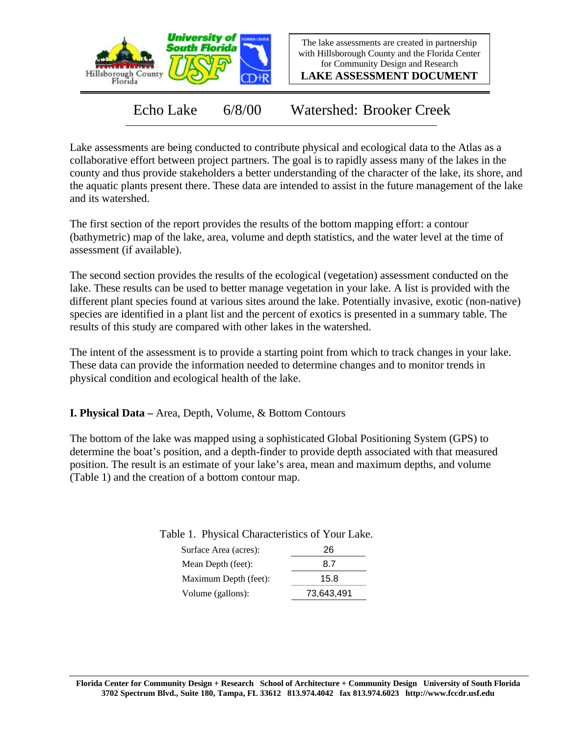The lake assessments are created in partnership with Hillsborough County and the Florida Center for Community Design and Research

**LAKE ASSESSMENT DOCUMENT**

# Echo Lake 6/8/00 Watershed: Brooker Creek

Lake assessments are being conducted to contribute physical and ecological data to the Atlas as a collaborative effort between project partners. The goal is to rapidly assess many of the lakes in the county and thus provide stakeholders a better understanding of the character of the lake, its shore, and the aquatic plants present there. These data are intended to assist in the future management of the lake and its watershed.

The first section of the report provides the results of the bottom mapping effort: a contour (bathymetric) map of the lake, area, volume and depth statistics, and the water level at the time of assessment (if available).

The second section provides the results of the ecological (vegetation) assessment conducted on the lake. These results can be used to better manage vegetation in your lake. A list is provided with the different plant species found at various sites around the lake. Potentially invasive, exotic (non-native) species are identified in a plant list and the percent of exotics is presented in a summary table. The results of this study are compared with other lakes in the watershed.

The intent of the assessment is to provide a starting point from which to track changes in your lake. These data can provide the information needed to determine changes and to monitor trends in physical condition and ecological health of the lake.

## I. Physical Data – Area, Depth, Volume, & Bottom Contours

The bottom of the lake was mapped using a sophisticated Global Positioning System (GPS) to determine the boat's position, and a depth-finder to provide depth associated with that measured position. The result is an estimate of your lake's area, mean and maximum depths, and volume (Table 1) and the creation of a bottom contour map.

Table 1. Physical Characteristics of Your Lake.

| | |
|---|---|
| Surface Area (acres): | 26 |
| Mean Depth (feet): | 8.7 |
| Maximum Depth (feet): | 15.8 |
| Volume (gallons): | 73,643,491 |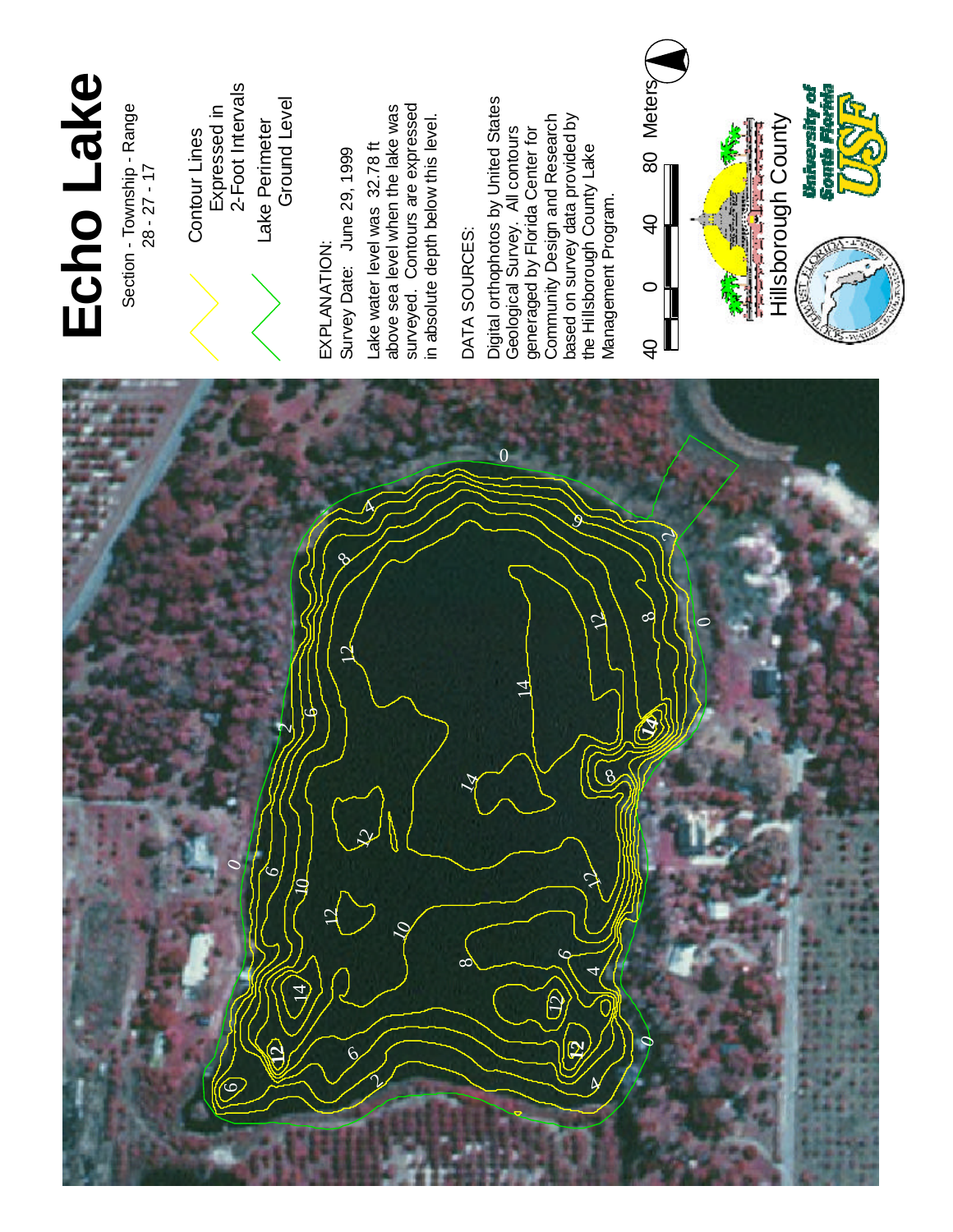# Echo Lake

Section - Township - Range
28 - 27 - 17

Contour Lines
Expressed in
2-Foot Intervals

Lake Perimeter
Ground Level

EXPLANATION:
Survey Date: June 29, 1999

Lake water level was 32.78 ft above sea level when the lake was surveyed. Contours are expressed in absolute depth below this level.

DATA SOURCES:

Digital orthophotos by United States Geological Survey. All contours generaged by Florida Center for Community Design and Research based on survey data provided by the Hillsborough County Lake Management Program.

40 0 40 80 Meters

Hillsborough County

University of South Florida
USF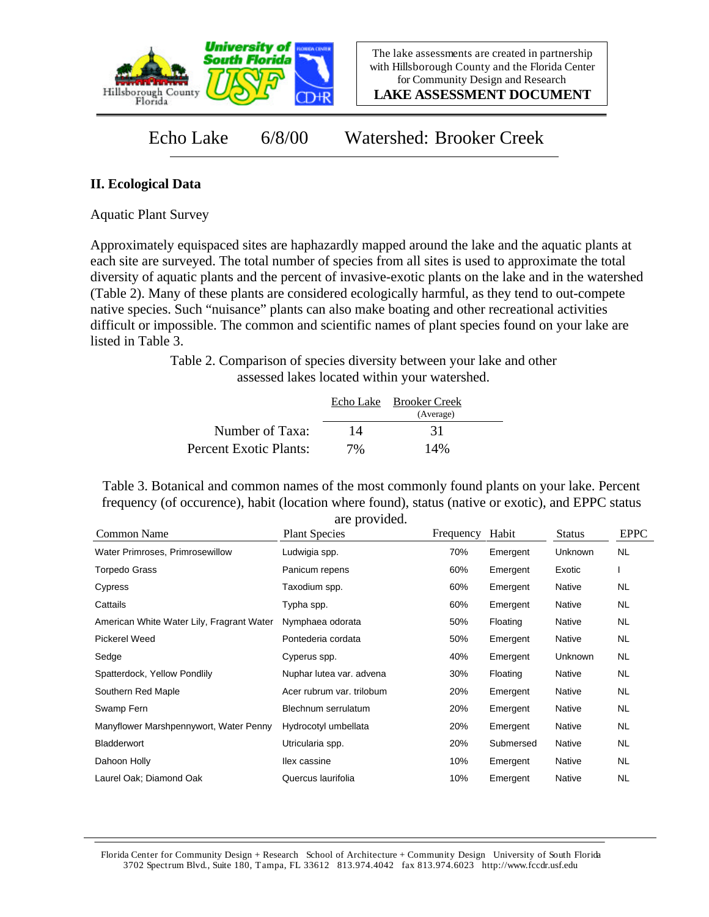The lake assessments are created in partnership with Hillsborough County and the Florida Center for Community Design and Research

**LAKE ASSESSMENT DOCUMENT**

# Echo Lake 6/8/00 Watershed: Brooker Creek

## II. Ecological Data

Aquatic Plant Survey

Approximately equispaced sites are haphazardly mapped around the lake and the aquatic plants at each site are surveyed. The total number of species from all sites is used to approximate the total diversity of aquatic plants and the percent of invasive-exotic plants on the lake and in the watershed (Table 2). Many of these plants are considered ecologically harmful, as they tend to out-compete native species. Such "nuisance" plants can also make boating and other recreational activities difficult or impossible. The common and scientific names of plant species found on your lake are listed in Table 3.

Table 2. Comparison of species diversity between your lake and other assessed lakes located within your watershed.

| | Echo Lake | Brooker Creek (Average) |
|---|---|---|
| Number of Taxa: | 14 | 31 |
| Percent Exotic Plants: | 7% | 14% |

Table 3. Botanical and common names of the most commonly found plants on your lake. Percent frequency (of occurence), habit (location where found), status (native or exotic), and EPPC status are provided.

| Common Name | Plant Species | Frequency | Habit | Status | EPPC |
|---|---|---|---|---|---|
| Water Primroses, Primrosewillow | Ludwigia spp. | 70% | Emergent | Unknown | NL |
| Torpedo Grass | Panicum repens | 60% | Emergent | Exotic | I |
| Cypress | Taxodium spp. | 60% | Emergent | Native | NL |
| Cattails | Typha spp. | 60% | Emergent | Native | NL |
| American White Water Lily, Fragrant Water | Nymphaea odorata | 50% | Floating | Native | NL |
| Pickerel Weed | Pontederia cordata | 50% | Emergent | Native | NL |
| Sedge | Cyperus spp. | 40% | Emergent | Unknown | NL |
| Spatterdock, Yellow Pondlily | Nuphar lutea var. advena | 30% | Floating | Native | NL |
| Southern Red Maple | Acer rubrum var. trilobum | 20% | Emergent | Native | NL |
| Swamp Fern | Blechnum serrulatum | 20% | Emergent | Native | NL |
| Manyflower Marshpennywort, Water Penny | Hydrocotyl umbellata | 20% | Emergent | Native | NL |
| Bladderwort | Utricularia spp. | 20% | Submersed | Native | NL |
| Dahoon Holly | Ilex cassine | 10% | Emergent | Native | NL |
| Laurel Oak; Diamond Oak | Quercus laurifolia | 10% | Emergent | Native | NL |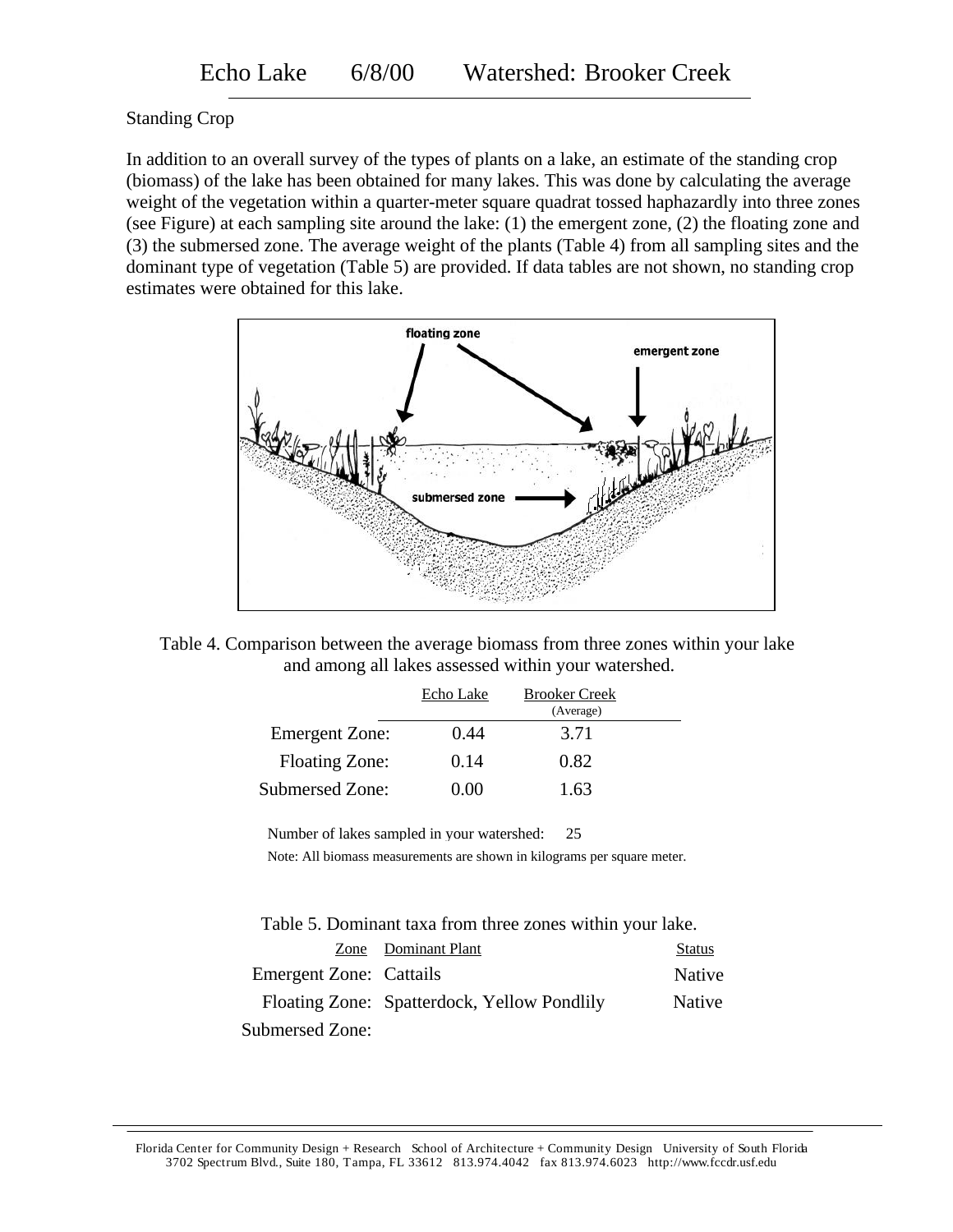# Echo Lake 6/8/00 Watershed: Brooker Creek

Standing Crop

In addition to an overall survey of the types of plants on a lake, an estimate of the standing crop (biomass) of the lake has been obtained for many lakes. This was done by calculating the average weight of the vegetation within a quarter-meter square quadrat tossed haphazardly into three zones (see Figure) at each sampling site around the lake: (1) the emergent zone, (2) the floating zone and (3) the submersed zone. The average weight of the plants (Table 4) from all sampling sites and the dominant type of vegetation (Table 5) are provided. If data tables are not shown, no standing crop estimates were obtained for this lake.

floating zone

emergent zone

submersed zone

Table 4. Comparison between the average biomass from three zones within your lake and among all lakes assessed within your watershed.

| | Echo Lake | Brooker Creek (Average) |
|---|---|---|
| Emergent Zone: | 0.44 | 3.71 |
| Floating Zone: | 0.14 | 0.82 |
| Submersed Zone: | 0.00 | 1.63 |

Number of lakes sampled in your watershed: 25

Note: All biomass measurements are shown in kilograms per square meter.

Table 5. Dominant taxa from three zones within your lake.

| Zone | Dominant Plant | Status |
|---|---|---|
| Emergent Zone: | Cattails | Native |
| Floating Zone: | Spatterdock, Yellow Pondlily | Native |
| Submersed Zone: | | |